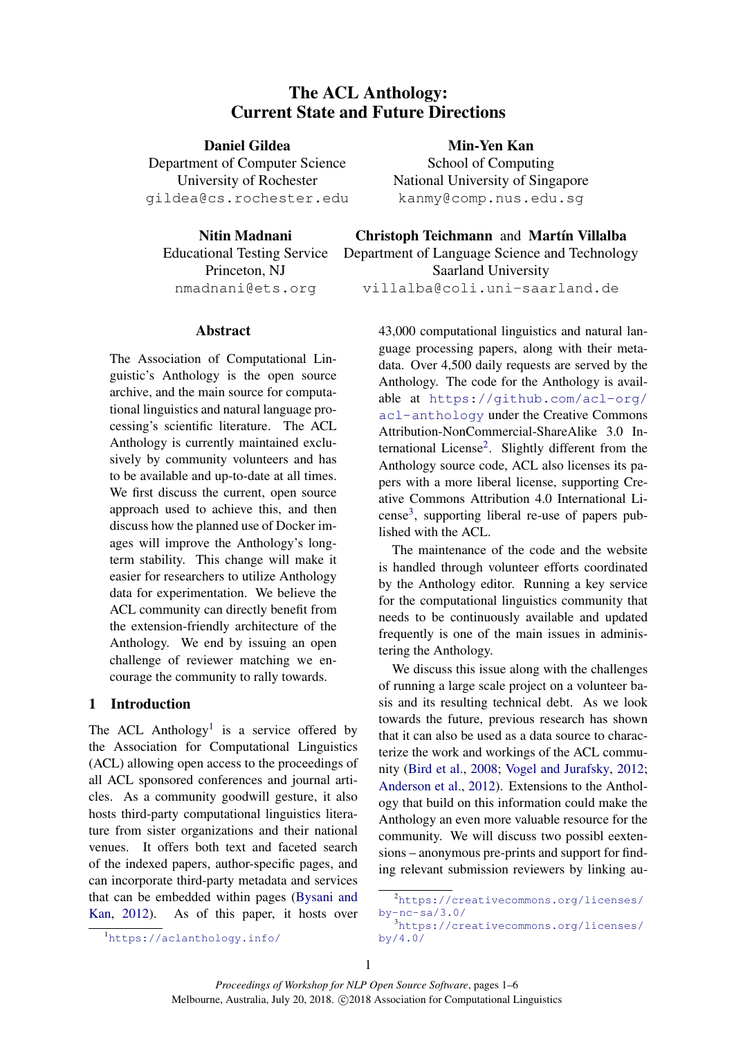# The ACL Anthology: Current State and Future Directions

**Daniel Gildea**
Department of Computer Science
University of Rochester
gildea@cs.rochester.edu

**Min-Yen Kan**
School of Computing
National University of Singapore
kanmy@comp.nus.edu.sg

**Nitin Madnani**
Educational Testing Service
Princeton, NJ
nmadnani@ets.org

**Christoph Teichmann** and **Martín Villalba**
Department of Language Science and Technology
Saarland University
villalba@coli.uni-saarland.de

## Abstract

The Association of Computational Linguistic's Anthology is the open source archive, and the main source for computational linguistics and natural language processing's scientific literature. The ACL Anthology is currently maintained exclusively by community volunteers and has to be available and up-to-date at all times. We first discuss the current, open source approach used to achieve this, and then discuss how the planned use of Docker images will improve the Anthology's long-term stability. This change will make it easier for researchers to utilize Anthology data for experimentation. We believe the ACL community can directly benefit from the extension-friendly architecture of the Anthology. We end by issuing an open challenge of reviewer matching we encourage the community to rally towards.

## 1 Introduction

The ACL Anthology[1] is a service offered by the Association for Computational Linguistics (ACL) allowing open access to the proceedings of all ACL sponsored conferences and journal articles. As a community goodwill gesture, it also hosts third-party computational linguistics literature from sister organizations and their national venues. It offers both text and faceted search of the indexed papers, author-specific pages, and can incorporate third-party metadata and services that can be embedded within pages (Bysani and Kan, 2012). As of this paper, it hosts over 43,000 computational linguistics and natural language processing papers, along with their metadata. Over 4,500 daily requests are served by the Anthology. The code for the Anthology is available at https://github.com/acl-org/acl-anthology under the Creative Commons Attribution-NonCommercial-ShareAlike 3.0 International License[2]. Slightly different from the Anthology source code, ACL also licenses its papers with a more liberal license, supporting Creative Commons Attribution 4.0 International License[3], supporting liberal re-use of papers published with the ACL.

The maintenance of the code and the website is handled through volunteer efforts coordinated by the Anthology editor. Running a key service for the computational linguistics community that needs to be continuously available and updated frequently is one of the main issues in administering the Anthology.

We discuss this issue along with the challenges of running a large scale project on a volunteer basis and its resulting technical debt. As we look towards the future, previous research has shown that it can also be used as a data source to characterize the work and workings of the ACL community (Bird et al., 2008; Vogel and Jurafsky, 2012; Anderson et al., 2012). Extensions to the Anthology that build on this information could make the Anthology an even more valuable resource for the community. We will discuss two possibl eextensions – anonymous pre-prints and support for finding relevant submission reviewers by linking au-

[1] https://aclanthology.info/

[2] https://creativecommons.org/licenses/by-nc-sa/3.0/

[3] https://creativecommons.org/licenses/by/4.0/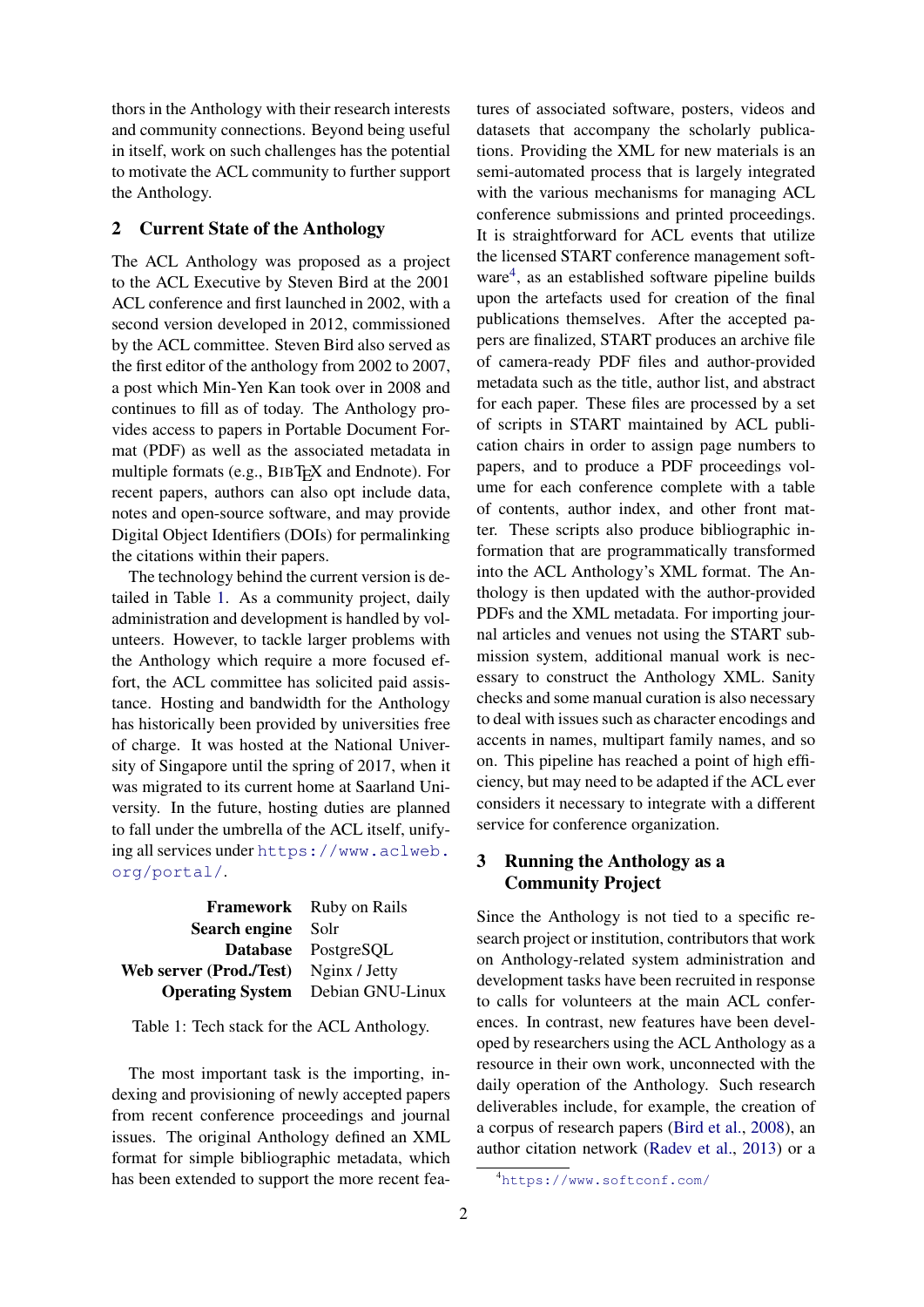thors in the Anthology with their research interests and community connections. Beyond being useful in itself, work on such challenges has the potential to motivate the ACL community to further support the Anthology.

## 2 Current State of the Anthology

The ACL Anthology was proposed as a project to the ACL Executive by Steven Bird at the 2001 ACL conference and first launched in 2002, with a second version developed in 2012, commissioned by the ACL committee. Steven Bird also served as the first editor of the anthology from 2002 to 2007, a post which Min-Yen Kan took over in 2008 and continues to fill as of today. The Anthology provides access to papers in Portable Document Format (PDF) as well as the associated metadata in multiple formats (e.g., BIBTEX and Endnote). For recent papers, authors can also opt include data, notes and open-source software, and may provide Digital Object Identifiers (DOIs) for permalinking the citations within their papers.

The technology behind the current version is detailed in Table 1. As a community project, daily administration and development is handled by volunteers. However, to tackle larger problems with the Anthology which require a more focused effort, the ACL committee has solicited paid assistance. Hosting and bandwidth for the Anthology has historically been provided by universities free of charge. It was hosted at the National University of Singapore until the spring of 2017, when it was migrated to its current home at Saarland University. In the future, hosting duties are planned to fall under the umbrella of the ACL itself, unifying all services under https://www.aclweb.org/portal/.

| | |
|---|---|
| **Framework** | Ruby on Rails |
| **Search engine** | Solr |
| **Database** | PostgreSQL |
| **Web server (Prod./Test)** | Nginx / Jetty |
| **Operating System** | Debian GNU-Linux |

Table 1: Tech stack for the ACL Anthology.

The most important task is the importing, indexing and provisioning of newly accepted papers from recent conference proceedings and journal issues. The original Anthology defined an XML format for simple bibliographic metadata, which has been extended to support the more recent features of associated software, posters, videos and datasets that accompany the scholarly publications. Providing the XML for new materials is an semi-automated process that is largely integrated with the various mechanisms for managing ACL conference submissions and printed proceedings. It is straightforward for ACL events that utilize the licensed START conference management software[4], as an established software pipeline builds upon the artefacts used for creation of the final publications themselves. After the accepted papers are finalized, START produces an archive file of camera-ready PDF files and author-provided metadata such as the title, author list, and abstract for each paper. These files are processed by a set of scripts in START maintained by ACL publication chairs in order to assign page numbers to papers, and to produce a PDF proceedings volume for each conference complete with a table of contents, author index, and other front matter. These scripts also produce bibliographic information that are programmatically transformed into the ACL Anthology's XML format. The Anthology is then updated with the author-provided PDFs and the XML metadata. For importing journal articles and venues not using the START submission system, additional manual work is necessary to construct the Anthology XML. Sanity checks and some manual curation is also necessary to deal with issues such as character encodings and accents in names, multipart family names, and so on. This pipeline has reached a point of high efficiency, but may need to be adapted if the ACL ever considers it necessary to integrate with a different service for conference organization.

## 3 Running the Anthology as a Community Project

Since the Anthology is not tied to a specific research project or institution, contributors that work on Anthology-related system administration and development tasks have been recruited in response to calls for volunteers at the main ACL conferences. In contrast, new features have been developed by researchers using the ACL Anthology as a resource in their own work, unconnected with the daily operation of the Anthology. Such research deliverables include, for example, the creation of a corpus of research papers (Bird et al., 2008), an author citation network (Radev et al., 2013) or a

[4] https://www.softconf.com/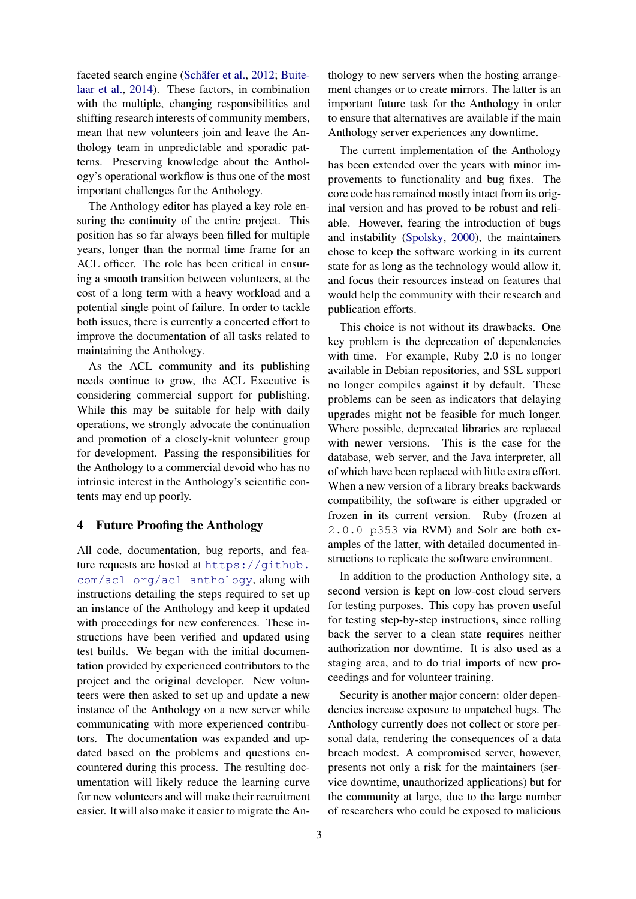faceted search engine (Schäfer et al., 2012; Buitelaar et al., 2014). These factors, in combination with the multiple, changing responsibilities and shifting research interests of community members, mean that new volunteers join and leave the Anthology team in unpredictable and sporadic patterns. Preserving knowledge about the Anthology's operational workflow is thus one of the most important challenges for the Anthology.

The Anthology editor has played a key role ensuring the continuity of the entire project. This position has so far always been filled for multiple years, longer than the normal time frame for an ACL officer. The role has been critical in ensuring a smooth transition between volunteers, at the cost of a long term with a heavy workload and a potential single point of failure. In order to tackle both issues, there is currently a concerted effort to improve the documentation of all tasks related to maintaining the Anthology.

As the ACL community and its publishing needs continue to grow, the ACL Executive is considering commercial support for publishing. While this may be suitable for help with daily operations, we strongly advocate the continuation and promotion of a closely-knit volunteer group for development. Passing the responsibilities for the Anthology to a commercial devoid who has no intrinsic interest in the Anthology's scientific contents may end up poorly.

## 4 Future Proofing the Anthology

All code, documentation, bug reports, and feature requests are hosted at `https://github.com/acl-org/acl-anthology`, along with instructions detailing the steps required to set up an instance of the Anthology and keep it updated with proceedings for new conferences. These instructions have been verified and updated using test builds. We began with the initial documentation provided by experienced contributors to the project and the original developer. New volunteers were then asked to set up and update a new instance of the Anthology on a new server while communicating with more experienced contributors. The documentation was expanded and updated based on the problems and questions encountered during this process. The resulting documentation will likely reduce the learning curve for new volunteers and will make their recruitment easier. It will also make it easier to migrate the Anthology to new servers when the hosting arrangement changes or to create mirrors. The latter is an important future task for the Anthology in order to ensure that alternatives are available if the main Anthology server experiences any downtime.

The current implementation of the Anthology has been extended over the years with minor improvements to functionality and bug fixes. The core code has remained mostly intact from its original version and has proved to be robust and reliable. However, fearing the introduction of bugs and instability (Spolsky, 2000), the maintainers chose to keep the software working in its current state for as long as the technology would allow it, and focus their resources instead on features that would help the community with their research and publication efforts.

This choice is not without its drawbacks. One key problem is the deprecation of dependencies with time. For example, Ruby 2.0 is no longer available in Debian repositories, and SSL support no longer compiles against it by default. These problems can be seen as indicators that delaying upgrades might not be feasible for much longer. Where possible, deprecated libraries are replaced with newer versions. This is the case for the database, web server, and the Java interpreter, all of which have been replaced with little extra effort. When a new version of a library breaks backwards compatibility, the software is either upgraded or frozen in its current version. Ruby (frozen at `2.0.0-p353` via RVM) and Solr are both examples of the latter, with detailed documented instructions to replicate the software environment.

In addition to the production Anthology site, a second version is kept on low-cost cloud servers for testing purposes. This copy has proven useful for testing step-by-step instructions, since rolling back the server to a clean state requires neither authorization nor downtime. It is also used as a staging area, and to do trial imports of new proceedings and for volunteer training.

Security is another major concern: older dependencies increase exposure to unpatched bugs. The Anthology currently does not collect or store personal data, rendering the consequences of a data breach modest. A compromised server, however, presents not only a risk for the maintainers (service downtime, unauthorized applications) but for the community at large, due to the large number of researchers who could be exposed to malicious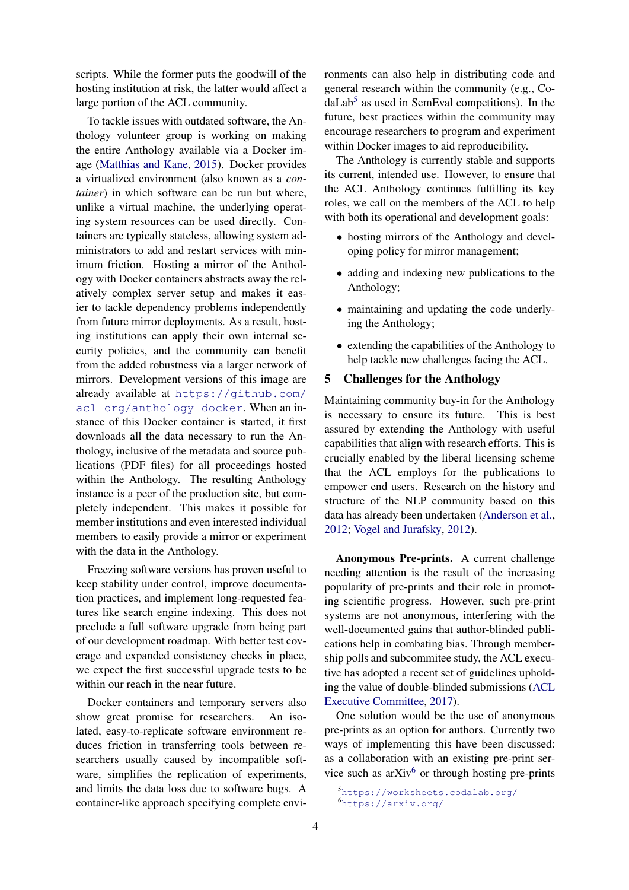scripts. While the former puts the goodwill of the hosting institution at risk, the latter would affect a large portion of the ACL community.

To tackle issues with outdated software, the Anthology volunteer group is working on making the entire Anthology available via a Docker image (Matthias and Kane, 2015). Docker provides a virtualized environment (also known as a *container*) in which software can be run but where, unlike a virtual machine, the underlying operating system resources can be used directly. Containers are typically stateless, allowing system administrators to add and restart services with minimum friction. Hosting a mirror of the Anthology with Docker containers abstracts away the relatively complex server setup and makes it easier to tackle dependency problems independently from future mirror deployments. As a result, hosting institutions can apply their own internal security policies, and the community can benefit from the added robustness via a larger network of mirrors. Development versions of this image are already available at https://github.com/acl-org/anthology-docker. When an instance of this Docker container is started, it first downloads all the data necessary to run the Anthology, inclusive of the metadata and source publications (PDF files) for all proceedings hosted within the Anthology. The resulting Anthology instance is a peer of the production site, but completely independent. This makes it possible for member institutions and even interested individual members to easily provide a mirror or experiment with the data in the Anthology.

Freezing software versions has proven useful to keep stability under control, improve documentation practices, and implement long-requested features like search engine indexing. This does not preclude a full software upgrade from being part of our development roadmap. With better test coverage and expanded consistency checks in place, we expect the first successful upgrade tests to be within our reach in the near future.

Docker containers and temporary servers also show great promise for researchers. An isolated, easy-to-replicate software environment reduces friction in transferring tools between researchers usually caused by incompatible software, simplifies the replication of experiments, and limits the data loss due to software bugs. A container-like approach specifying complete environments can also help in distributing code and general research within the community (e.g., CodaLab[5] as used in SemEval competitions). In the future, best practices within the community may encourage researchers to program and experiment within Docker images to aid reproducibility.

The Anthology is currently stable and supports its current, intended use. However, to ensure that the ACL Anthology continues fulfilling its key roles, we call on the members of the ACL to help with both its operational and development goals:

- hosting mirrors of the Anthology and developing policy for mirror management;
- adding and indexing new publications to the Anthology;
- maintaining and updating the code underlying the Anthology;
- extending the capabilities of the Anthology to help tackle new challenges facing the ACL.

## 5 Challenges for the Anthology

Maintaining community buy-in for the Anthology is necessary to ensure its future. This is best assured by extending the Anthology with useful capabilities that align with research efforts. This is crucially enabled by the liberal licensing scheme that the ACL employs for the publications to empower end users. Research on the history and structure of the NLP community based on this data has already been undertaken (Anderson et al., 2012; Vogel and Jurafsky, 2012).

**Anonymous Pre-prints.** A current challenge needing attention is the result of the increasing popularity of pre-prints and their role in promoting scientific progress. However, such pre-print systems are not anonymous, interfering with the well-documented gains that author-blinded publications help in combating bias. Through membership polls and subcommitee study, the ACL executive has adopted a recent set of guidelines upholding the value of double-blinded submissions (ACL Executive Committee, 2017).

One solution would be the use of anonymous pre-prints as an option for authors. Currently two ways of implementing this have been discussed: as a collaboration with an existing pre-print service such as arXiv[6] or through hosting pre-prints

[5] https://worksheets.codalab.org/
[6] https://arxiv.org/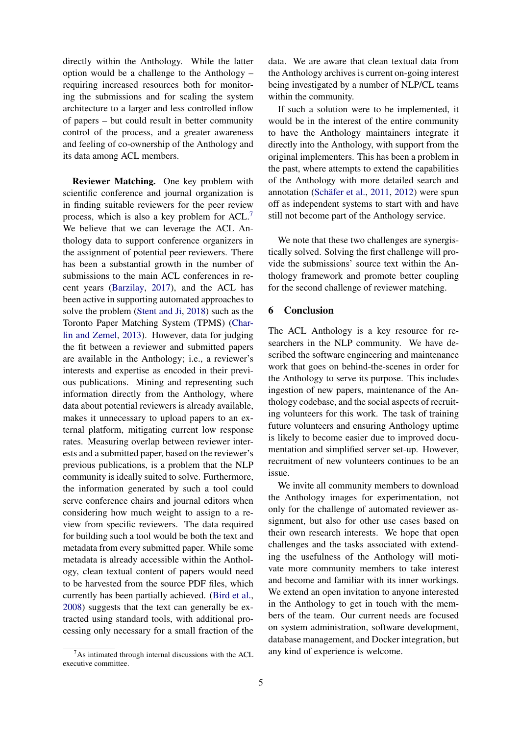directly within the Anthology. While the latter option would be a challenge to the Anthology – requiring increased resources both for monitoring the submissions and for scaling the system architecture to a larger and less controlled inflow of papers – but could result in better community control of the process, and a greater awareness and feeling of co-ownership of the Anthology and its data among ACL members.

**Reviewer Matching.** One key problem with scientific conference and journal organization is in finding suitable reviewers for the peer review process, which is also a key problem for ACL.[7] We believe that we can leverage the ACL Anthology data to support conference organizers in the assignment of potential peer reviewers. There has been a substantial growth in the number of submissions to the main ACL conferences in recent years (Barzilay, 2017), and the ACL has been active in supporting automated approaches to solve the problem (Stent and Ji, 2018) such as the Toronto Paper Matching System (TPMS) (Charlin and Zemel, 2013). However, data for judging the fit between a reviewer and submitted papers are available in the Anthology; i.e., a reviewer's interests and expertise as encoded in their previous publications. Mining and representing such information directly from the Anthology, where data about potential reviewers is already available, makes it unnecessary to upload papers to an external platform, mitigating current low response rates. Measuring overlap between reviewer interests and a submitted paper, based on the reviewer's previous publications, is a problem that the NLP community is ideally suited to solve. Furthermore, the information generated by such a tool could serve conference chairs and journal editors when considering how much weight to assign to a review from specific reviewers. The data required for building such a tool would be both the text and metadata from every submitted paper. While some metadata is already accessible within the Anthology, clean textual content of papers would need to be harvested from the source PDF files, which currently has been partially achieved. (Bird et al., 2008) suggests that the text can generally be extracted using standard tools, with additional processing only necessary for a small fraction of the data. We are aware that clean textual data from the Anthology archives is current on-going interest being investigated by a number of NLP/CL teams within the community.

If such a solution were to be implemented, it would be in the interest of the entire community to have the Anthology maintainers integrate it directly into the Anthology, with support from the original implementers. This has been a problem in the past, where attempts to extend the capabilities of the Anthology with more detailed search and annotation (Schäfer et al., 2011, 2012) were spun off as independent systems to start with and have still not become part of the Anthology service.

We note that these two challenges are synergistically solved. Solving the first challenge will provide the submissions' source text within the Anthology framework and promote better coupling for the second challenge of reviewer matching.

## 6 Conclusion

The ACL Anthology is a key resource for researchers in the NLP community. We have described the software engineering and maintenance work that goes on behind-the-scenes in order for the Anthology to serve its purpose. This includes ingestion of new papers, maintenance of the Anthology codebase, and the social aspects of recruiting volunteers for this work. The task of training future volunteers and ensuring Anthology uptime is likely to become easier due to improved documentation and simplified server set-up. However, recruitment of new volunteers continues to be an issue.

We invite all community members to download the Anthology images for experimentation, not only for the challenge of automated reviewer assignment, but also for other use cases based on their own research interests. We hope that open challenges and the tasks associated with extending the usefulness of the Anthology will motivate more community members to take interest and become and familiar with its inner workings. We extend an open invitation to anyone interested in the Anthology to get in touch with the members of the team. Our current needs are focused on system administration, software development, database management, and Docker integration, but any kind of experience is welcome.

[7] As intimated through internal discussions with the ACL executive committee.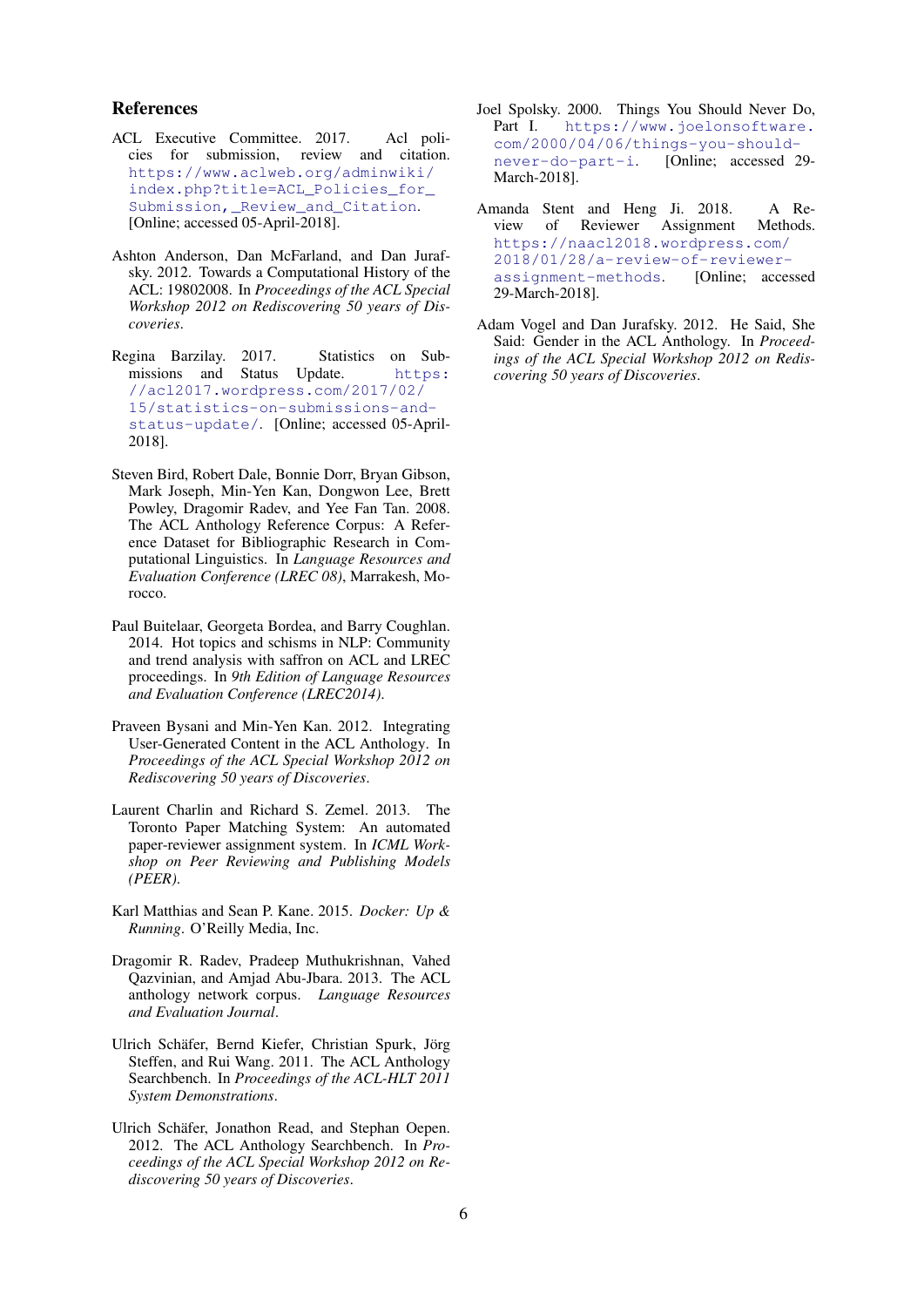## References

ACL Executive Committee. 2017. Acl policies for submission, review and citation. https://www.aclweb.org/adminwiki/index.php?title=ACL_Policies_for_Submission,_Review_and_Citation. [Online; accessed 05-April-2018].

Ashton Anderson, Dan McFarland, and Dan Jurafsky. 2012. Towards a Computational History of the ACL: 19802008. In *Proceedings of the ACL Special Workshop 2012 on Rediscovering 50 years of Discoveries*.

Regina Barzilay. 2017. Statistics on Submissions and Status Update. https://acl2017.wordpress.com/2017/02/15/statistics-on-submissions-and-status-update/. [Online; accessed 05-April-2018].

Steven Bird, Robert Dale, Bonnie Dorr, Bryan Gibson, Mark Joseph, Min-Yen Kan, Dongwon Lee, Brett Powley, Dragomir Radev, and Yee Fan Tan. 2008. The ACL Anthology Reference Corpus: A Reference Dataset for Bibliographic Research in Computational Linguistics. In *Language Resources and Evaluation Conference (LREC 08)*, Marrakesh, Morocco.

Paul Buitelaar, Georgeta Bordea, and Barry Coughlan. 2014. Hot topics and schisms in NLP: Community and trend analysis with saffron on ACL and LREC proceedings. In *9th Edition of Language Resources and Evaluation Conference (LREC2014)*.

Praveen Bysani and Min-Yen Kan. 2012. Integrating User-Generated Content in the ACL Anthology. In *Proceedings of the ACL Special Workshop 2012 on Rediscovering 50 years of Discoveries*.

Laurent Charlin and Richard S. Zemel. 2013. The Toronto Paper Matching System: An automated paper-reviewer assignment system. In *ICML Workshop on Peer Reviewing and Publishing Models (PEER)*.

Karl Matthias and Sean P. Kane. 2015. *Docker: Up & Running*. O'Reilly Media, Inc.

Dragomir R. Radev, Pradeep Muthukrishnan, Vahed Qazvinian, and Amjad Abu-Jbara. 2013. The ACL anthology network corpus. *Language Resources and Evaluation Journal*.

Ulrich Schäfer, Bernd Kiefer, Christian Spurk, Jörg Steffen, and Rui Wang. 2011. The ACL Anthology Searchbench. In *Proceedings of the ACL-HLT 2011 System Demonstrations*.

Ulrich Schäfer, Jonathon Read, and Stephan Oepen. 2012. The ACL Anthology Searchbench. In *Proceedings of the ACL Special Workshop 2012 on Rediscovering 50 years of Discoveries*.

Joel Spolsky. 2000. Things You Should Never Do, Part I. https://www.joelonsoftware.com/2000/04/06/things-you-should-never-do-part-i. [Online; accessed 29-March-2018].

Amanda Stent and Heng Ji. 2018. A Review of Reviewer Assignment Methods. https://naacl2018.wordpress.com/2018/01/28/a-review-of-reviewer-assignment-methods. [Online; accessed 29-March-2018].

Adam Vogel and Dan Jurafsky. 2012. He Said, She Said: Gender in the ACL Anthology. In *Proceedings of the ACL Special Workshop 2012 on Rediscovering 50 years of Discoveries*.